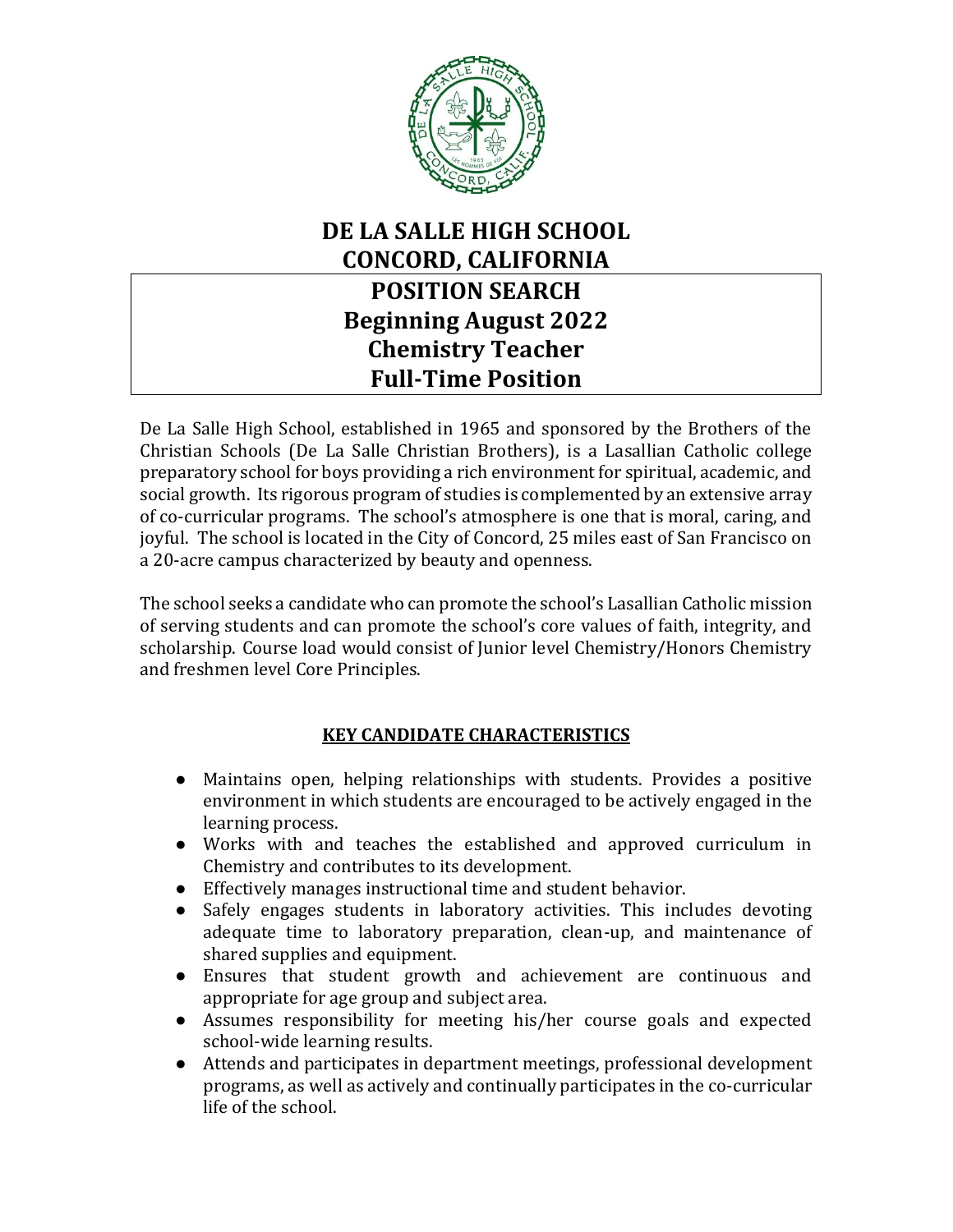# DE LA SALLE HIGH SCHOOL
# CONCORD, CALIFORNIA

## POSITION SEARCH
## Beginning August 2022
## Chemistry Teacher
## Full-Time Position

De La Salle High School, established in 1965 and sponsored by the Brothers of the Christian Schools (De La Salle Christian Brothers), is a Lasallian Catholic college preparatory school for boys providing a rich environment for spiritual, academic, and social growth. Its rigorous program of studies is complemented by an extensive array of co-curricular programs. The school's atmosphere is one that is moral, caring, and joyful. The school is located in the City of Concord, 25 miles east of San Francisco on a 20-acre campus characterized by beauty and openness.

The school seeks a candidate who can promote the school's Lasallian Catholic mission of serving students and can promote the school's core values of faith, integrity, and scholarship. Course load would consist of Junior level Chemistry/Honors Chemistry and freshmen level Core Principles.

### KEY CANDIDATE CHARACTERISTICS

- Maintains open, helping relationships with students. Provides a positive environment in which students are encouraged to be actively engaged in the learning process.
- Works with and teaches the established and approved curriculum in Chemistry and contributes to its development.
- Effectively manages instructional time and student behavior.
- Safely engages students in laboratory activities. This includes devoting adequate time to laboratory preparation, clean-up, and maintenance of shared supplies and equipment.
- Ensures that student growth and achievement are continuous and appropriate for age group and subject area.
- Assumes responsibility for meeting his/her course goals and expected school-wide learning results.
- Attends and participates in department meetings, professional development programs, as well as actively and continually participates in the co-curricular life of the school.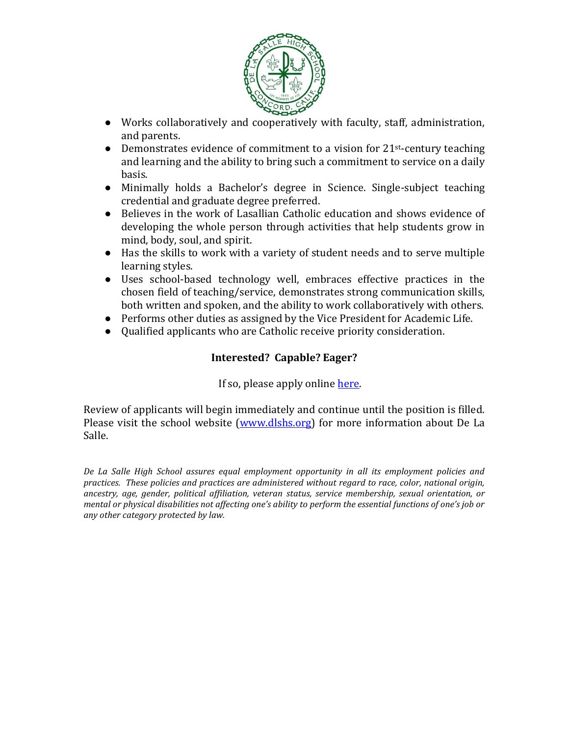- Works collaboratively and cooperatively with faculty, staff, administration, and parents.
- Demonstrates evidence of commitment to a vision for 21st-century teaching and learning and the ability to bring such a commitment to service on a daily basis.
- Minimally holds a Bachelor's degree in Science. Single-subject teaching credential and graduate degree preferred.
- Believes in the work of Lasallian Catholic education and shows evidence of developing the whole person through activities that help students grow in mind, body, soul, and spirit.
- Has the skills to work with a variety of student needs and to serve multiple learning styles.
- Uses school-based technology well, embraces effective practices in the chosen field of teaching/service, demonstrates strong communication skills, both written and spoken, and the ability to work collaboratively with others.
- Performs other duties as assigned by the Vice President for Academic Life.
- Qualified applicants who are Catholic receive priority consideration.

**Interested? Capable? Eager?**

If so, please apply online [here]().

Review of applicants will begin immediately and continue until the position is filled. Please visit the school website ([www.dlshs.org](www.dlshs.org)) for more information about De La Salle.

*De La Salle High School assures equal employment opportunity in all its employment policies and practices. These policies and practices are administered without regard to race, color, national origin, ancestry, age, gender, political affiliation, veteran status, service membership, sexual orientation, or mental or physical disabilities not affecting one's ability to perform the essential functions of one's job or any other category protected by law.*